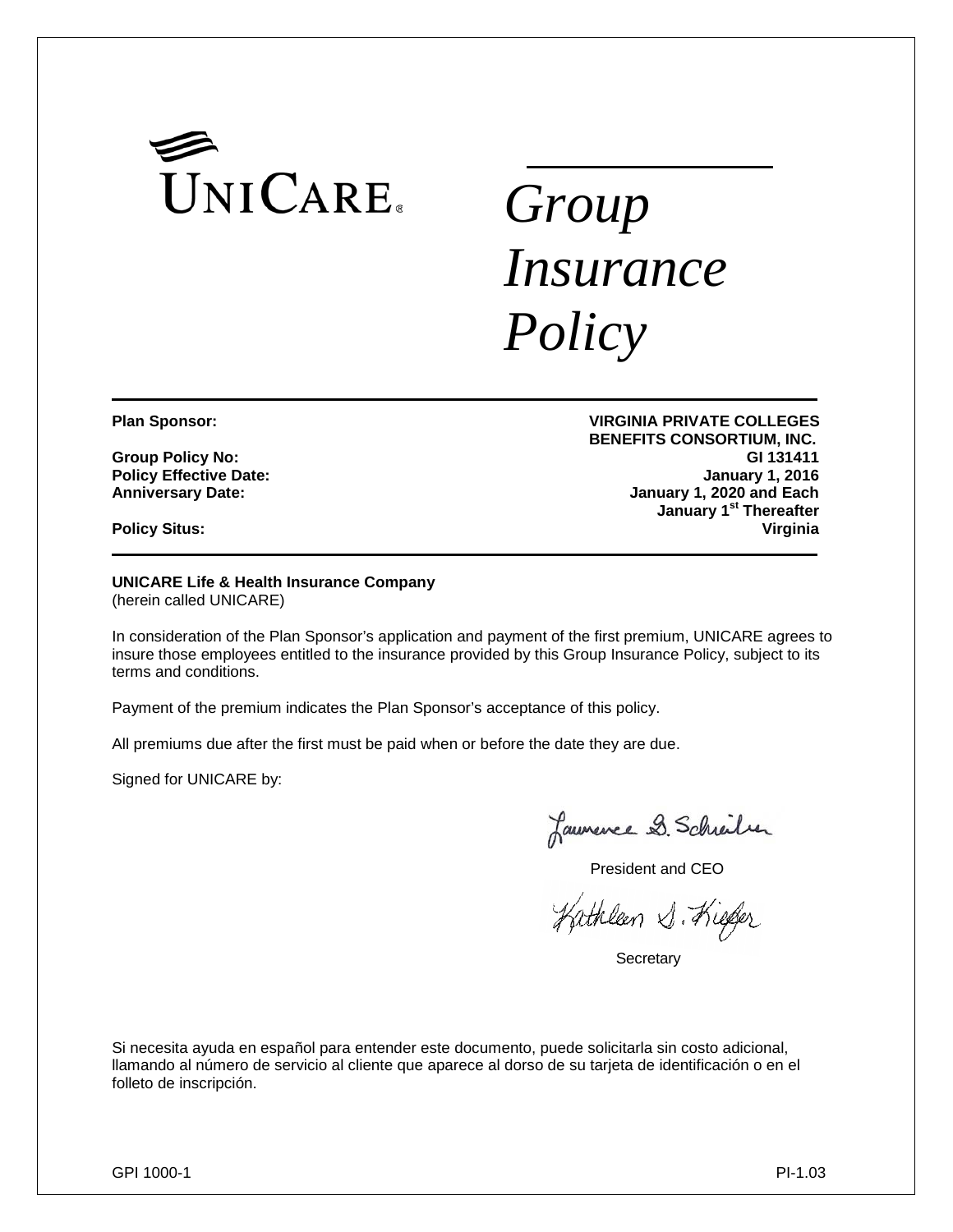UNICARE

# *Group Insurance Policy*

| | |
|---|---|
| **Plan Sponsor:** | **VIRGINIA PRIVATE COLLEGES BENEFITS CONSORTIUM, INC.** |
| **Group Policy No:** | **GI 131411** |
| **Policy Effective Date:** | **January 1, 2016** |
| **Anniversary Date:** | **January 1, 2020 and Each January 1st Thereafter** |
| **Policy Situs:** | **Virginia** |

**UNICARE Life & Health Insurance Company**
(herein called UNICARE)

In consideration of the Plan Sponsor's application and payment of the first premium, UNICARE agrees to insure those employees entitled to the insurance provided by this Group Insurance Policy, subject to its terms and conditions.

Payment of the premium indicates the Plan Sponsor's acceptance of this policy.

All premiums due after the first must be paid when or before the date they are due.

Signed for UNICARE by:

Lawrence B. Schreiber

President and CEO

Kathleen S. Kiefer

Secretary

Si necesita ayuda en español para entender este documento, puede solicitarla sin costo adicional, llamando al número de servicio al cliente que aparece al dorso de su tarjeta de identificación o en el folleto de inscripción.

GPI 1000-1 PI-1.03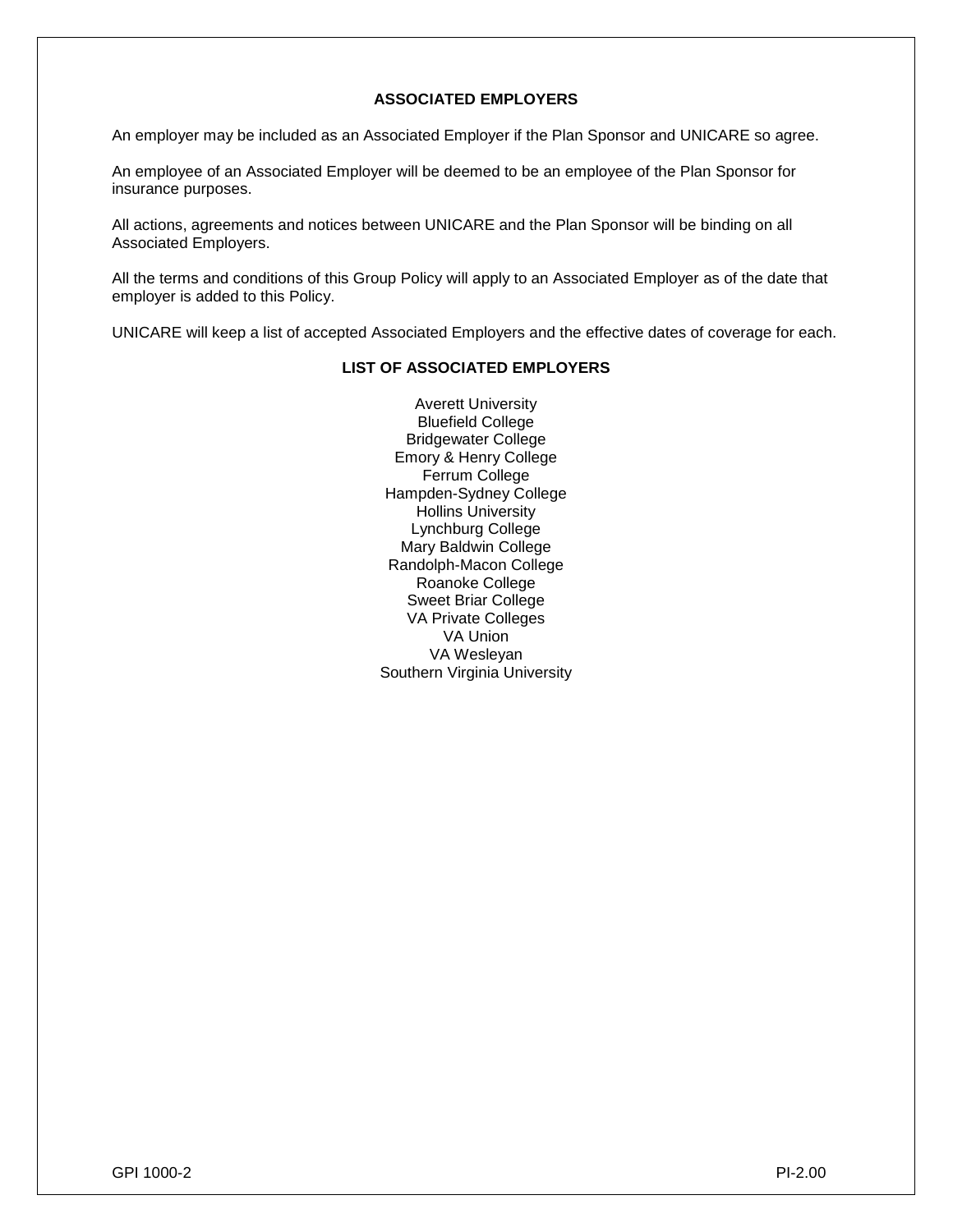## ASSOCIATED EMPLOYERS

An employer may be included as an Associated Employer if the Plan Sponsor and UNICARE so agree.

An employee of an Associated Employer will be deemed to be an employee of the Plan Sponsor for insurance purposes.

All actions, agreements and notices between UNICARE and the Plan Sponsor will be binding on all Associated Employers.

All the terms and conditions of this Group Policy will apply to an Associated Employer as of the date that employer is added to this Policy.

UNICARE will keep a list of accepted Associated Employers and the effective dates of coverage for each.

## LIST OF ASSOCIATED EMPLOYERS

Averett University
Bluefield College
Bridgewater College
Emory & Henry College
Ferrum College
Hampden-Sydney College
Hollins University
Lynchburg College
Mary Baldwin College
Randolph-Macon College
Roanoke College
Sweet Briar College
VA Private Colleges
VA Union
VA Wesleyan
Southern Virginia University

GPI 1000-2 PI-2.00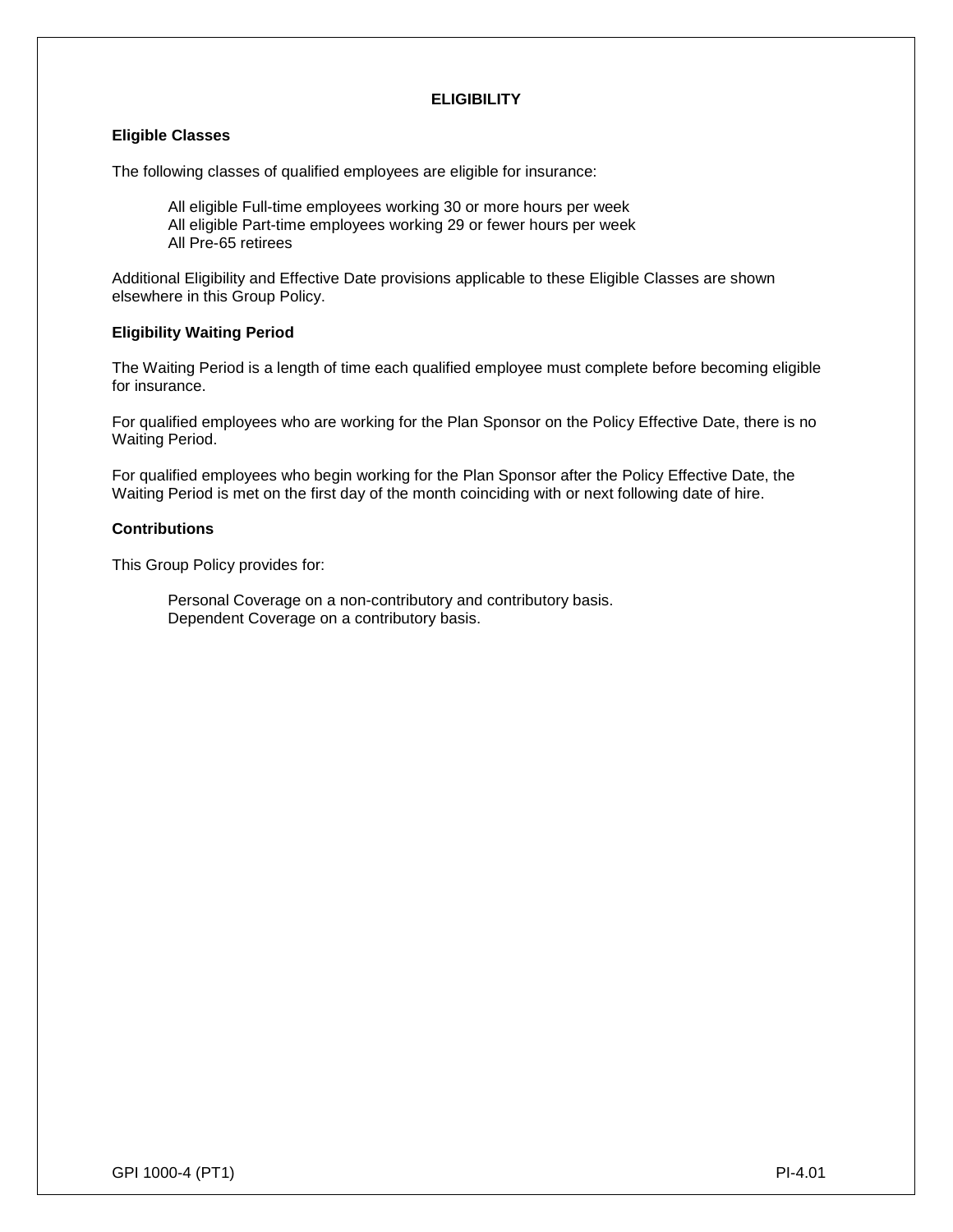# ELIGIBILITY

## Eligible Classes

The following classes of qualified employees are eligible for insurance:

All eligible Full-time employees working 30 or more hours per week
All eligible Part-time employees working 29 or fewer hours per week
All Pre-65 retirees

Additional Eligibility and Effective Date provisions applicable to these Eligible Classes are shown elsewhere in this Group Policy.

## Eligibility Waiting Period

The Waiting Period is a length of time each qualified employee must complete before becoming eligible for insurance.

For qualified employees who are working for the Plan Sponsor on the Policy Effective Date, there is no Waiting Period.

For qualified employees who begin working for the Plan Sponsor after the Policy Effective Date, the Waiting Period is met on the first day of the month coinciding with or next following date of hire.

## Contributions

This Group Policy provides for:

Personal Coverage on a non-contributory and contributory basis.
Dependent Coverage on a contributory basis.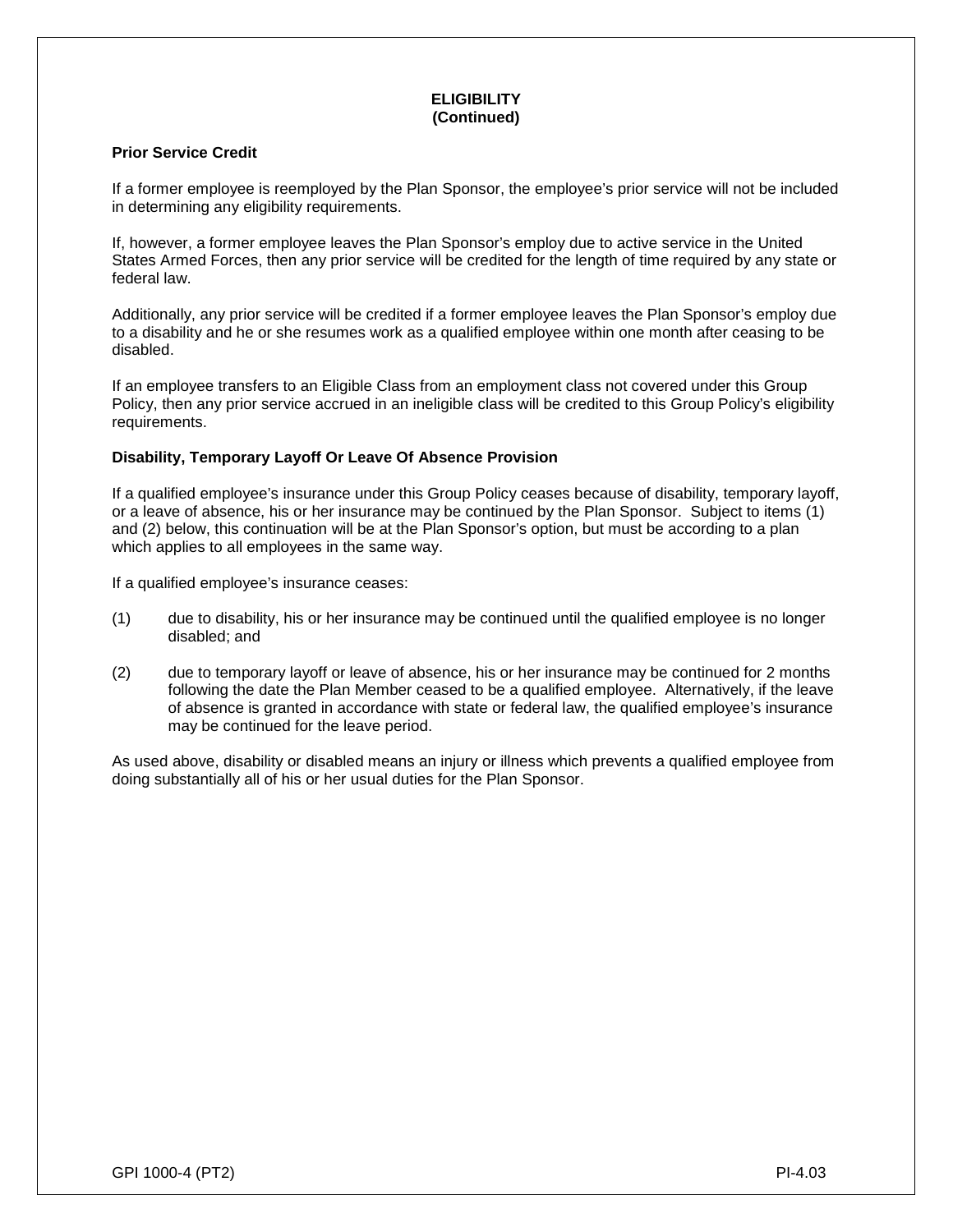## ELIGIBILITY
## (Continued)

**Prior Service Credit**

If a former employee is reemployed by the Plan Sponsor, the employee's prior service will not be included in determining any eligibility requirements.

If, however, a former employee leaves the Plan Sponsor's employ due to active service in the United States Armed Forces, then any prior service will be credited for the length of time required by any state or federal law.

Additionally, any prior service will be credited if a former employee leaves the Plan Sponsor's employ due to a disability and he or she resumes work as a qualified employee within one month after ceasing to be disabled.

If an employee transfers to an Eligible Class from an employment class not covered under this Group Policy, then any prior service accrued in an ineligible class will be credited to this Group Policy's eligibility requirements.

**Disability, Temporary Layoff Or Leave Of Absence Provision**

If a qualified employee's insurance under this Group Policy ceases because of disability, temporary layoff, or a leave of absence, his or her insurance may be continued by the Plan Sponsor. Subject to items (1) and (2) below, this continuation will be at the Plan Sponsor's option, but must be according to a plan which applies to all employees in the same way.

If a qualified employee's insurance ceases:

(1) due to disability, his or her insurance may be continued until the qualified employee is no longer disabled; and

(2) due to temporary layoff or leave of absence, his or her insurance may be continued for 2 months following the date the Plan Member ceased to be a qualified employee. Alternatively, if the leave of absence is granted in accordance with state or federal law, the qualified employee's insurance may be continued for the leave period.

As used above, disability or disabled means an injury or illness which prevents a qualified employee from doing substantially all of his or her usual duties for the Plan Sponsor.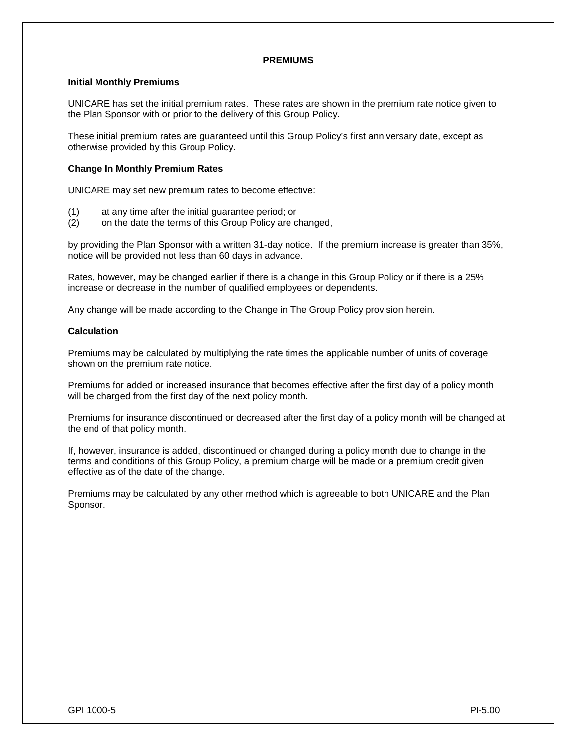# PREMIUMS

### Initial Monthly Premiums

UNICARE has set the initial premium rates. These rates are shown in the premium rate notice given to the Plan Sponsor with or prior to the delivery of this Group Policy.

These initial premium rates are guaranteed until this Group Policy's first anniversary date, except as otherwise provided by this Group Policy.

### Change In Monthly Premium Rates

UNICARE may set new premium rates to become effective:

(1) at any time after the initial guarantee period; or
(2) on the date the terms of this Group Policy are changed,

by providing the Plan Sponsor with a written 31-day notice. If the premium increase is greater than 35%, notice will be provided not less than 60 days in advance.

Rates, however, may be changed earlier if there is a change in this Group Policy or if there is a 25% increase or decrease in the number of qualified employees or dependents.

Any change will be made according to the Change in The Group Policy provision herein.

### Calculation

Premiums may be calculated by multiplying the rate times the applicable number of units of coverage shown on the premium rate notice.

Premiums for added or increased insurance that becomes effective after the first day of a policy month will be charged from the first day of the next policy month.

Premiums for insurance discontinued or decreased after the first day of a policy month will be changed at the end of that policy month.

If, however, insurance is added, discontinued or changed during a policy month due to change in the terms and conditions of this Group Policy, a premium charge will be made or a premium credit given effective as of the date of the change.

Premiums may be calculated by any other method which is agreeable to both UNICARE and the Plan Sponsor.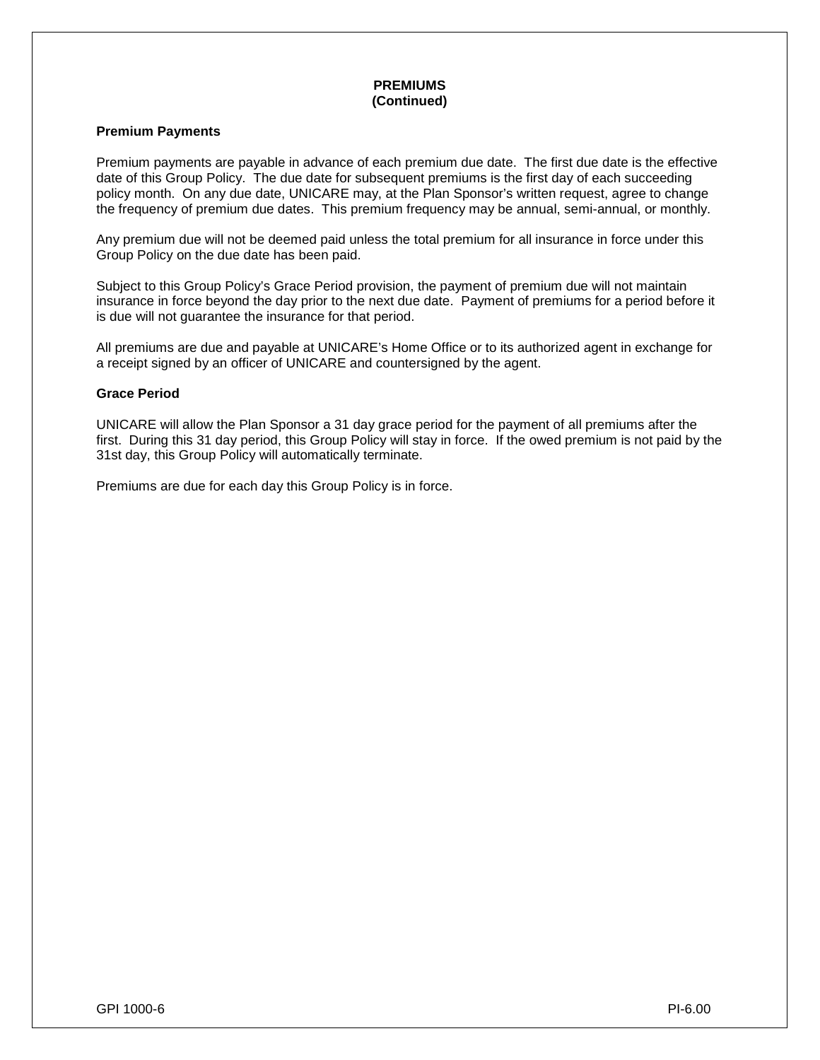# PREMIUMS
# (Continued)

## Premium Payments

Premium payments are payable in advance of each premium due date. The first due date is the effective date of this Group Policy. The due date for subsequent premiums is the first day of each succeeding policy month. On any due date, UNICARE may, at the Plan Sponsor's written request, agree to change the frequency of premium due dates. This premium frequency may be annual, semi-annual, or monthly.

Any premium due will not be deemed paid unless the total premium for all insurance in force under this Group Policy on the due date has been paid.

Subject to this Group Policy's Grace Period provision, the payment of premium due will not maintain insurance in force beyond the day prior to the next due date. Payment of premiums for a period before it is due will not guarantee the insurance for that period.

All premiums are due and payable at UNICARE's Home Office or to its authorized agent in exchange for a receipt signed by an officer of UNICARE and countersigned by the agent.

## Grace Period

UNICARE will allow the Plan Sponsor a 31 day grace period for the payment of all premiums after the first. During this 31 day period, this Group Policy will stay in force. If the owed premium is not paid by the 31st day, this Group Policy will automatically terminate.

Premiums are due for each day this Group Policy is in force.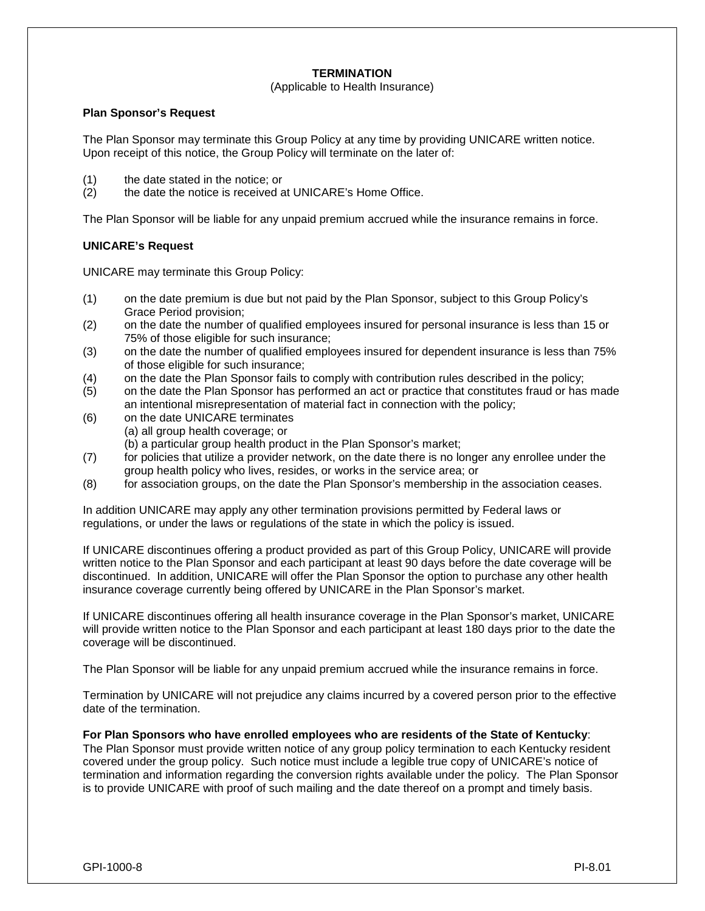## TERMINATION

(Applicable to Health Insurance)

**Plan Sponsor's Request**

The Plan Sponsor may terminate this Group Policy at any time by providing UNICARE written notice. Upon receipt of this notice, the Group Policy will terminate on the later of:

(1) the date stated in the notice; or
(2) the date the notice is received at UNICARE's Home Office.

The Plan Sponsor will be liable for any unpaid premium accrued while the insurance remains in force.

**UNICARE's Request**

UNICARE may terminate this Group Policy:

(1) on the date premium is due but not paid by the Plan Sponsor, subject to this Group Policy's Grace Period provision;
(2) on the date the number of qualified employees insured for personal insurance is less than 15 or 75% of those eligible for such insurance;
(3) on the date the number of qualified employees insured for dependent insurance is less than 75% of those eligible for such insurance;
(4) on the date the Plan Sponsor fails to comply with contribution rules described in the policy;
(5) on the date the Plan Sponsor has performed an act or practice that constitutes fraud or has made an intentional misrepresentation of material fact in connection with the policy;
(6) on the date UNICARE terminates
    (a) all group health coverage; or
    (b) a particular group health product in the Plan Sponsor's market;
(7) for policies that utilize a provider network, on the date there is no longer any enrollee under the group health policy who lives, resides, or works in the service area; or
(8) for association groups, on the date the Plan Sponsor's membership in the association ceases.

In addition UNICARE may apply any other termination provisions permitted by Federal laws or regulations, or under the laws or regulations of the state in which the policy is issued.

If UNICARE discontinues offering a product provided as part of this Group Policy, UNICARE will provide written notice to the Plan Sponsor and each participant at least 90 days before the date coverage will be discontinued. In addition, UNICARE will offer the Plan Sponsor the option to purchase any other health insurance coverage currently being offered by UNICARE in the Plan Sponsor's market.

If UNICARE discontinues offering all health insurance coverage in the Plan Sponsor's market, UNICARE will provide written notice to the Plan Sponsor and each participant at least 180 days prior to the date the coverage will be discontinued.

The Plan Sponsor will be liable for any unpaid premium accrued while the insurance remains in force.

Termination by UNICARE will not prejudice any claims incurred by a covered person prior to the effective date of the termination.

**For Plan Sponsors who have enrolled employees who are residents of the State of Kentucky**: The Plan Sponsor must provide written notice of any group policy termination to each Kentucky resident covered under the group policy. Such notice must include a legible true copy of UNICARE's notice of termination and information regarding the conversion rights available under the policy. The Plan Sponsor is to provide UNICARE with proof of such mailing and the date thereof on a prompt and timely basis.

GPI-1000-8 PI-8.01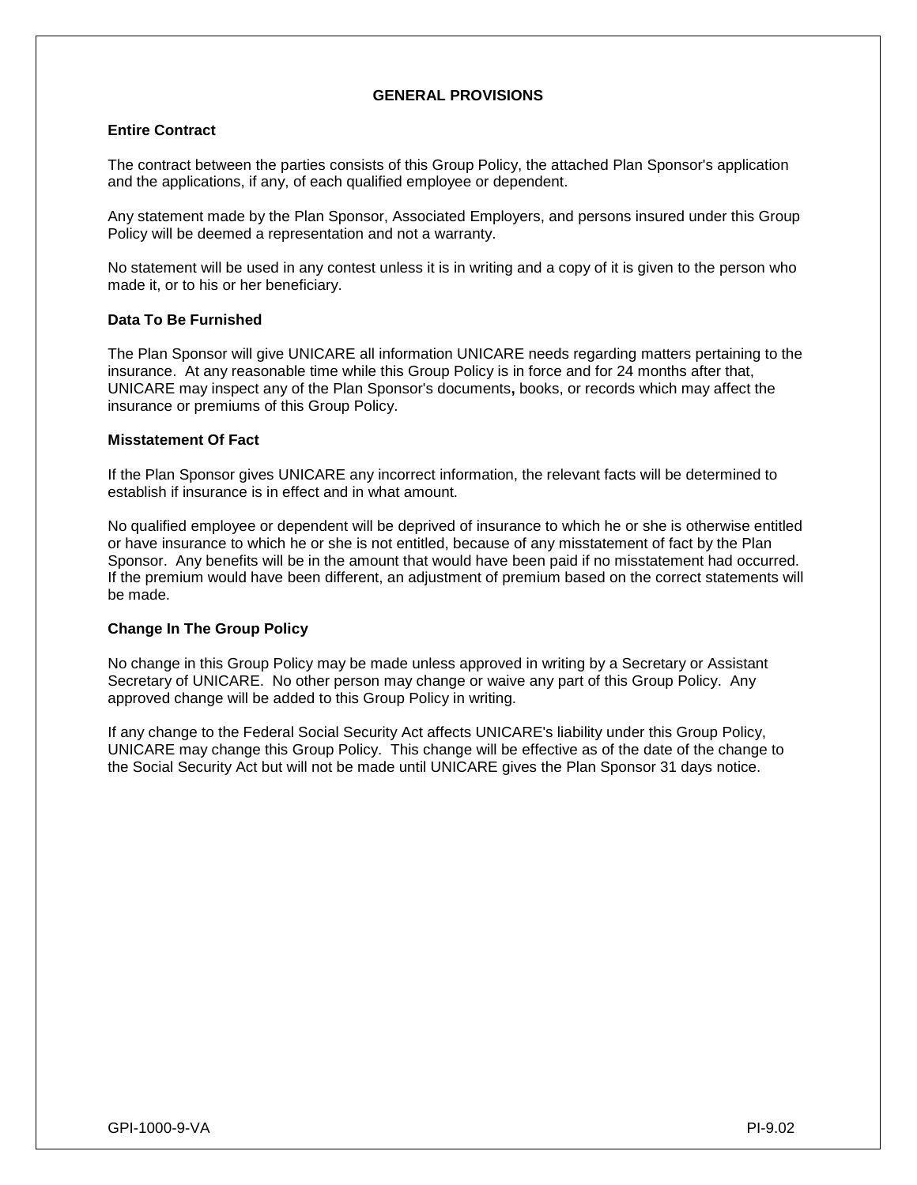## GENERAL PROVISIONS

### Entire Contract

The contract between the parties consists of this Group Policy, the attached Plan Sponsor's application and the applications, if any, of each qualified employee or dependent.

Any statement made by the Plan Sponsor, Associated Employers, and persons insured under this Group Policy will be deemed a representation and not a warranty.

No statement will be used in any contest unless it is in writing and a copy of it is given to the person who made it, or to his or her beneficiary.

### Data To Be Furnished

The Plan Sponsor will give UNICARE all information UNICARE needs regarding matters pertaining to the insurance. At any reasonable time while this Group Policy is in force and for 24 months after that, UNICARE may inspect any of the Plan Sponsor's documents, books, or records which may affect the insurance or premiums of this Group Policy.

### Misstatement Of Fact

If the Plan Sponsor gives UNICARE any incorrect information, the relevant facts will be determined to establish if insurance is in effect and in what amount.

No qualified employee or dependent will be deprived of insurance to which he or she is otherwise entitled or have insurance to which he or she is not entitled, because of any misstatement of fact by the Plan Sponsor. Any benefits will be in the amount that would have been paid if no misstatement had occurred. If the premium would have been different, an adjustment of premium based on the correct statements will be made.

### Change In The Group Policy

No change in this Group Policy may be made unless approved in writing by a Secretary or Assistant Secretary of UNICARE. No other person may change or waive any part of this Group Policy. Any approved change will be added to this Group Policy in writing.

If any change to the Federal Social Security Act affects UNICARE's liability under this Group Policy, UNICARE may change this Group Policy. This change will be effective as of the date of the change to the Social Security Act but will not be made until UNICARE gives the Plan Sponsor 31 days notice.

GPI-1000-9-VA PI-9.02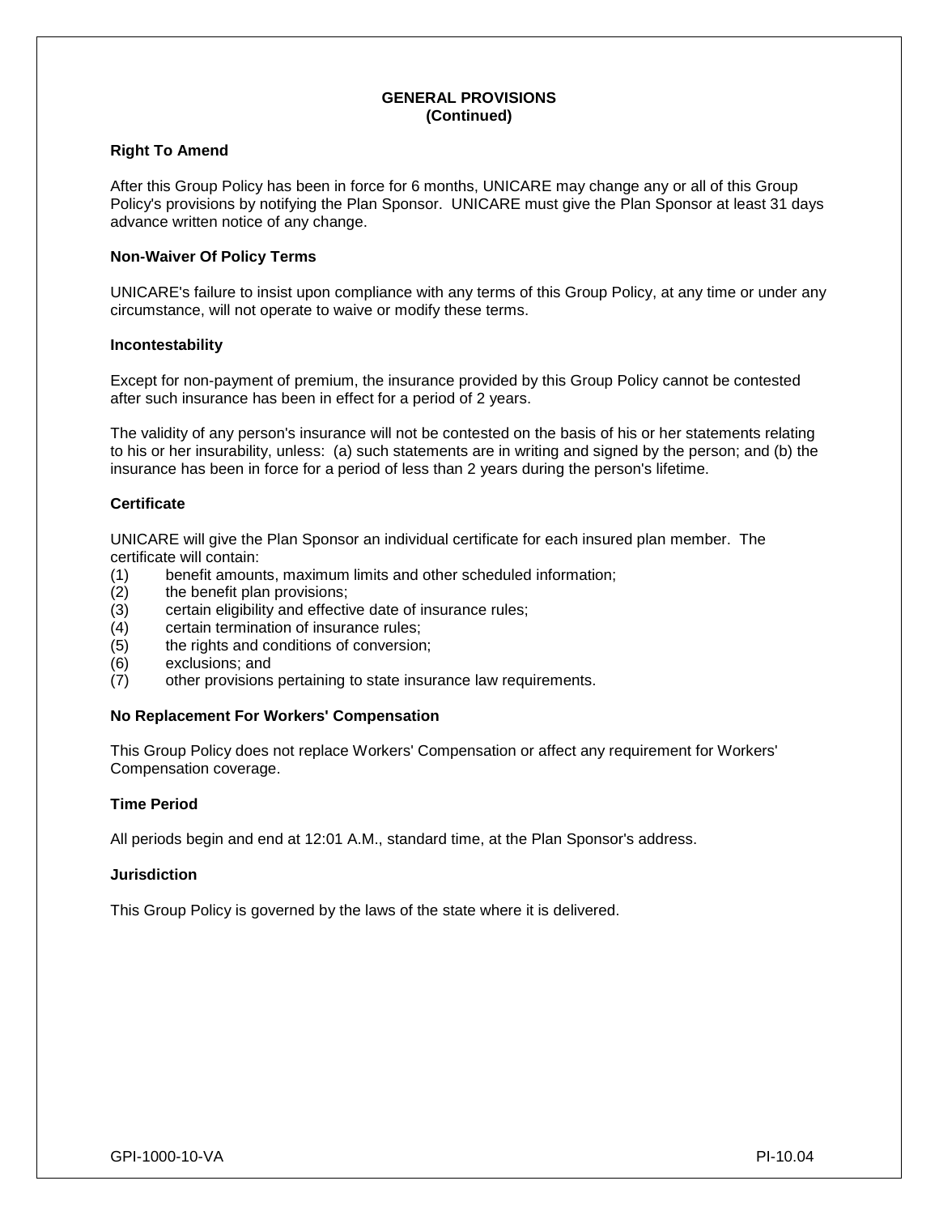## GENERAL PROVISIONS
## (Continued)

### Right To Amend

After this Group Policy has been in force for 6 months, UNICARE may change any or all of this Group Policy's provisions by notifying the Plan Sponsor. UNICARE must give the Plan Sponsor at least 31 days advance written notice of any change.

### Non-Waiver Of Policy Terms

UNICARE's failure to insist upon compliance with any terms of this Group Policy, at any time or under any circumstance, will not operate to waive or modify these terms.

### Incontestability

Except for non-payment of premium, the insurance provided by this Group Policy cannot be contested after such insurance has been in effect for a period of 2 years.

The validity of any person's insurance will not be contested on the basis of his or her statements relating to his or her insurability, unless: (a) such statements are in writing and signed by the person; and (b) the insurance has been in force for a period of less than 2 years during the person's lifetime.

### Certificate

UNICARE will give the Plan Sponsor an individual certificate for each insured plan member. The certificate will contain:

(1) benefit amounts, maximum limits and other scheduled information;
(2) the benefit plan provisions;
(3) certain eligibility and effective date of insurance rules;
(4) certain termination of insurance rules;
(5) the rights and conditions of conversion;
(6) exclusions; and
(7) other provisions pertaining to state insurance law requirements.

### No Replacement For Workers' Compensation

This Group Policy does not replace Workers' Compensation or affect any requirement for Workers' Compensation coverage.

### Time Period

All periods begin and end at 12:01 A.M., standard time, at the Plan Sponsor's address.

### Jurisdiction

This Group Policy is governed by the laws of the state where it is delivered.

GPI-1000-10-VA PI-10.04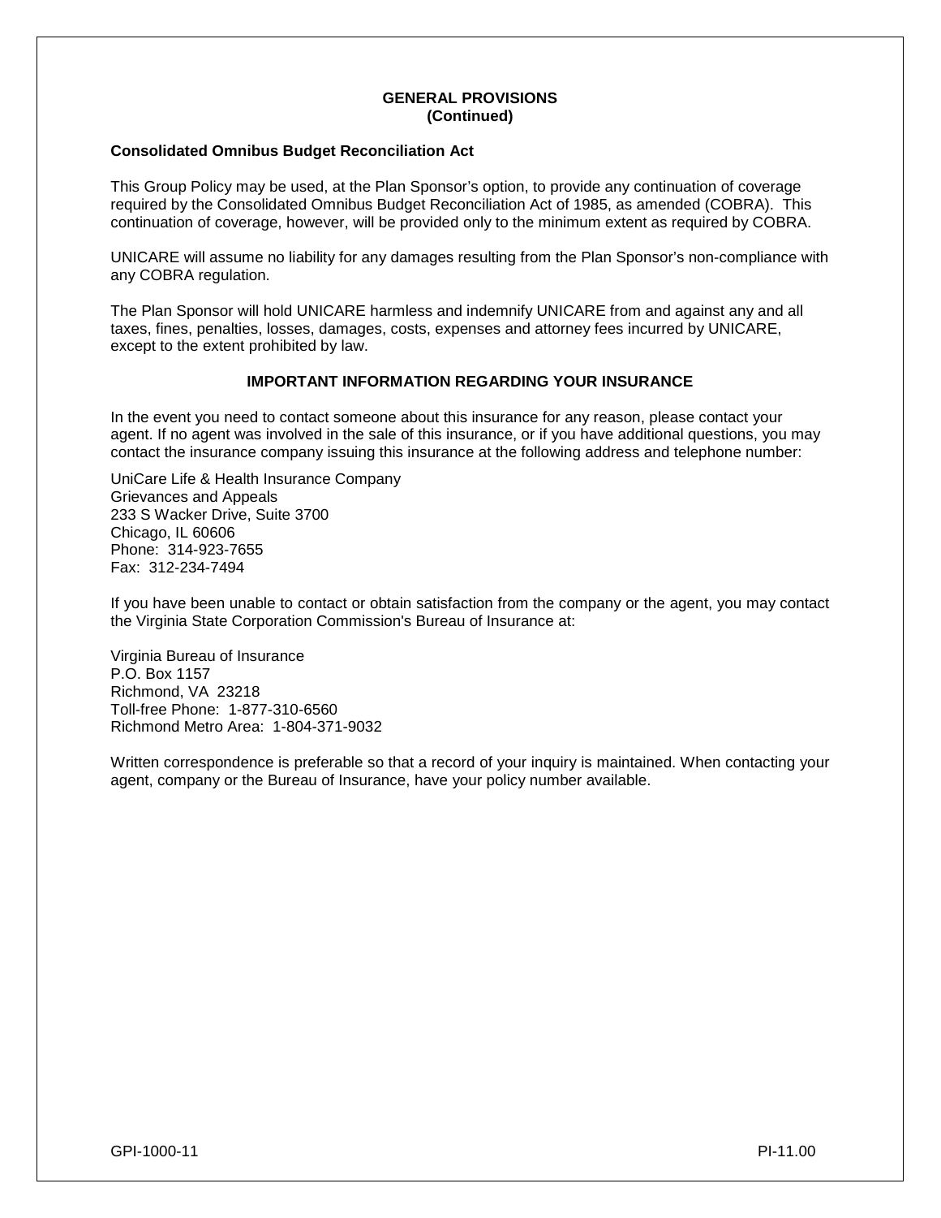## GENERAL PROVISIONS
## (Continued)

### Consolidated Omnibus Budget Reconciliation Act

This Group Policy may be used, at the Plan Sponsor's option, to provide any continuation of coverage required by the Consolidated Omnibus Budget Reconciliation Act of 1985, as amended (COBRA). This continuation of coverage, however, will be provided only to the minimum extent as required by COBRA.

UNICARE will assume no liability for any damages resulting from the Plan Sponsor's non-compliance with any COBRA regulation.

The Plan Sponsor will hold UNICARE harmless and indemnify UNICARE from and against any and all taxes, fines, penalties, losses, damages, costs, expenses and attorney fees incurred by UNICARE, except to the extent prohibited by law.

## IMPORTANT INFORMATION REGARDING YOUR INSURANCE

In the event you need to contact someone about this insurance for any reason, please contact your agent. If no agent was involved in the sale of this insurance, or if you have additional questions, you may contact the insurance company issuing this insurance at the following address and telephone number:

UniCare Life & Health Insurance Company
Grievances and Appeals
233 S Wacker Drive, Suite 3700
Chicago, IL 60606
Phone: 314-923-7655
Fax: 312-234-7494

If you have been unable to contact or obtain satisfaction from the company or the agent, you may contact the Virginia State Corporation Commission's Bureau of Insurance at:

Virginia Bureau of Insurance
P.O. Box 1157
Richmond, VA 23218
Toll-free Phone: 1-877-310-6560
Richmond Metro Area: 1-804-371-9032

Written correspondence is preferable so that a record of your inquiry is maintained. When contacting your agent, company or the Bureau of Insurance, have your policy number available.

GPI-1000-11 PI-11.00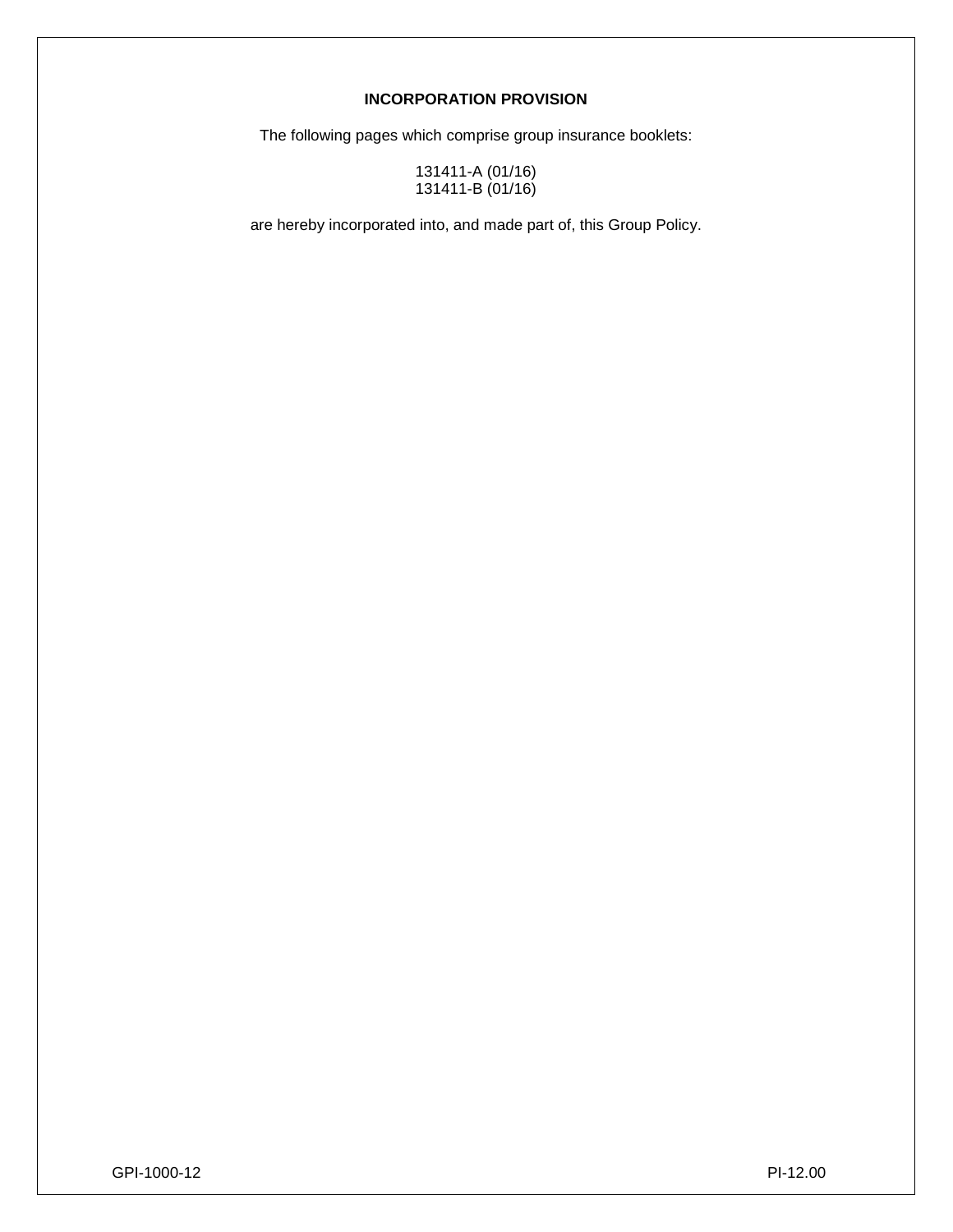# INCORPORATION PROVISION

The following pages which comprise group insurance booklets:

131411-A (01/16)
131411-B (01/16)

are hereby incorporated into, and made part of, this Group Policy.